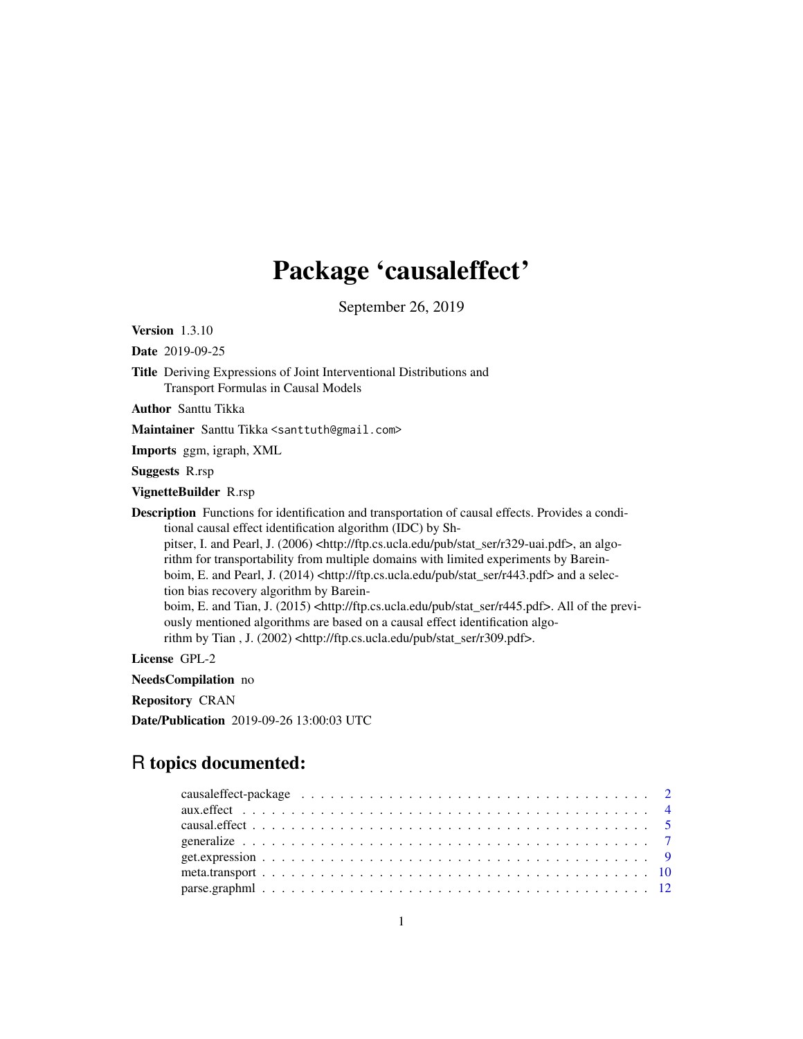# Package 'causaleffect'

September 26, 2019

**Version** 1.3.10

**Date** 2019-09-25

**Title** Deriving Expressions of Joint Interventional Distributions and Transport Formulas in Causal Models

**Author** Santtu Tikka

**Maintainer** Santtu Tikka <santtuth@gmail.com>

**Imports** ggm, igraph, XML

**Suggests** R.rsp

**VignetteBuilder** R.rsp

**Description** Functions for identification and transportation of causal effects. Provides a conditional causal effect identification algorithm (IDC) by Shpitser, I. and Pearl, J. (2006) <http://ftp.cs.ucla.edu/pub/stat_ser/r329-uai.pdf>, an algorithm for transportability from multiple domains with limited experiments by Bareinboim, E. and Pearl, J. (2014) <http://ftp.cs.ucla.edu/pub/stat_ser/r443.pdf> and a selection bias recovery algorithm by Bareinboim, E. and Tian, J. (2015) <http://ftp.cs.ucla.edu/pub/stat_ser/r445.pdf>. All of the previously mentioned algorithms are based on a causal effect identification algorithm by Tian , J. (2002) <http://ftp.cs.ucla.edu/pub/stat_ser/r309.pdf>.

**License** GPL-2

**NeedsCompilation** no

**Repository** CRAN

**Date/Publication** 2019-09-26 13:00:03 UTC

## R topics documented:

| | |
|---|---|
| causaleffect-package | 2 |
| aux.effect | 4 |
| causal.effect | 5 |
| generalize | 7 |
| get.expression | 9 |
| meta.transport | 10 |
| parse.graphml | 12 |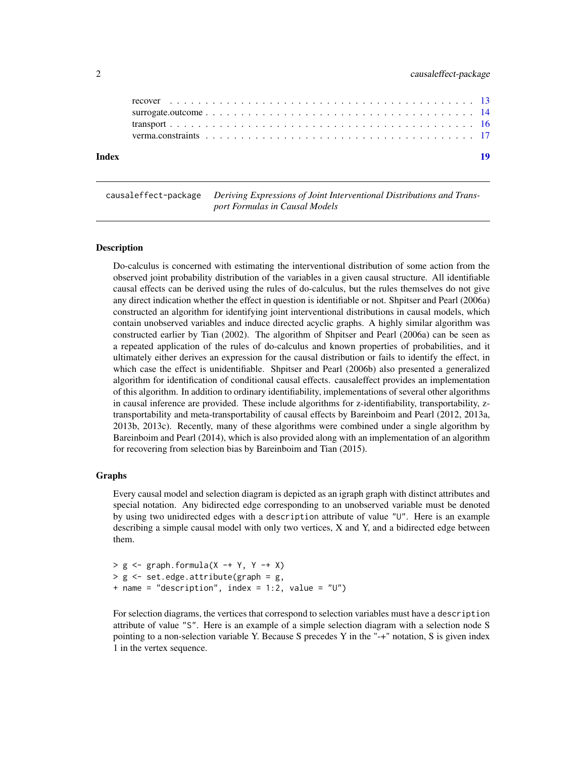| | |
|---|---|
| recover | 13 |
| surrogate.outcome | 14 |
| transport | 16 |
| verma.constraints | 17 |
| **Index** | **19** |

---

causaleffect-package *Deriving Expressions of Joint Interventional Distributions and Transport Formulas in Causal Models*

---

## Description

Do-calculus is concerned with estimating the interventional distribution of some action from the observed joint probability distribution of the variables in a given causal structure. All identifiable causal effects can be derived using the rules of do-calculus, but the rules themselves do not give any direct indication whether the effect in question is identifiable or not. Shpitser and Pearl (2006a) constructed an algorithm for identifying joint interventional distributions in causal models, which contain unobserved variables and induce directed acyclic graphs. A highly similar algorithm was constructed earlier by Tian (2002). The algorithm of Shpitser and Pearl (2006a) can be seen as a repeated application of the rules of do-calculus and known properties of probabilities, and it ultimately either derives an expression for the causal distribution or fails to identify the effect, in which case the effect is unidentifiable. Shpitser and Pearl (2006b) also presented a generalized algorithm for identification of conditional causal effects. causaleffect provides an implementation of this algorithm. In addition to ordinary identifiability, implementations of several other algorithms in causal inference are provided. These include algorithms for z-identifiability, transportability, z-transportability and meta-transportability of causal effects by Bareinboim and Pearl (2012, 2013a, 2013b, 2013c). Recently, many of these algorithms were combined under a single algorithm by Bareinboim and Pearl (2014), which is also provided along with an implementation of an algorithm for recovering from selection bias by Bareinboim and Tian (2015).

## Graphs

Every causal model and selection diagram is depicted as an igraph graph with distinct attributes and special notation. Any bidirected edge corresponding to an unobserved variable must be denoted by using two unidirected edges with a `description` attribute of value `"U"`. Here is an example describing a simple causal model with only two vertices, X and Y, and a bidirected edge between them.

```
> g <- graph.formula(X -+ Y, Y -+ X)
> g <- set.edge.attribute(graph = g,
+ name = "description", index = 1:2, value = "U")
```

For selection diagrams, the vertices that correspond to selection variables must have a `description` attribute of value `"S"`. Here is an example of a simple selection diagram with a selection node S pointing to a non-selection variable Y. Because S precedes Y in the "-+" notation, S is given index 1 in the vertex sequence.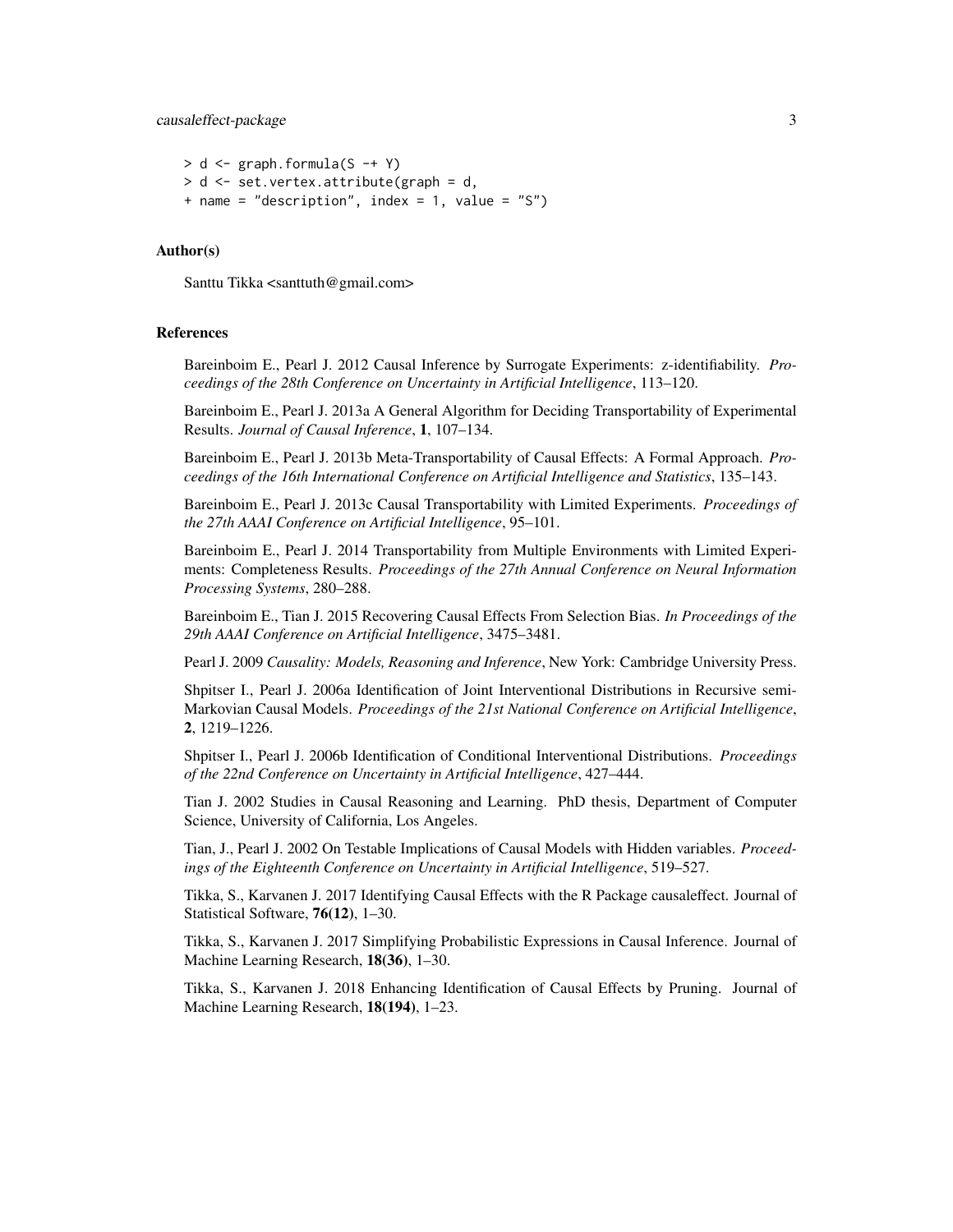```
> d <- graph.formula(S -+ Y)
> d <- set.vertex.attribute(graph = d,
+ name = "description", index = 1, value = "S")
```

## Author(s)

Santtu Tikka <santtuth@gmail.com>

## References

Bareinboim E., Pearl J. 2012 Causal Inference by Surrogate Experiments: z-identifiability. *Proceedings of the 28th Conference on Uncertainty in Artificial Intelligence*, 113–120.

Bareinboim E., Pearl J. 2013a A General Algorithm for Deciding Transportability of Experimental Results. *Journal of Causal Inference*, **1**, 107–134.

Bareinboim E., Pearl J. 2013b Meta-Transportability of Causal Effects: A Formal Approach. *Proceedings of the 16th International Conference on Artificial Intelligence and Statistics*, 135–143.

Bareinboim E., Pearl J. 2013c Causal Transportability with Limited Experiments. *Proceedings of the 27th AAAI Conference on Artificial Intelligence*, 95–101.

Bareinboim E., Pearl J. 2014 Transportability from Multiple Environments with Limited Experiments: Completeness Results. *Proceedings of the 27th Annual Conference on Neural Information Processing Systems*, 280–288.

Bareinboim E., Tian J. 2015 Recovering Causal Effects From Selection Bias. *In Proceedings of the 29th AAAI Conference on Artificial Intelligence*, 3475–3481.

Pearl J. 2009 *Causality: Models, Reasoning and Inference*, New York: Cambridge University Press.

Shpitser I., Pearl J. 2006a Identification of Joint Interventional Distributions in Recursive semi-Markovian Causal Models. *Proceedings of the 21st National Conference on Artificial Intelligence*, **2**, 1219–1226.

Shpitser I., Pearl J. 2006b Identification of Conditional Interventional Distributions. *Proceedings of the 22nd Conference on Uncertainty in Artificial Intelligence*, 427–444.

Tian J. 2002 Studies in Causal Reasoning and Learning. PhD thesis, Department of Computer Science, University of California, Los Angeles.

Tian, J., Pearl J. 2002 On Testable Implications of Causal Models with Hidden variables. *Proceedings of the Eighteenth Conference on Uncertainty in Artificial Intelligence*, 519–527.

Tikka, S., Karvanen J. 2017 Identifying Causal Effects with the R Package causaleffect. Journal of Statistical Software, **76(12)**, 1–30.

Tikka, S., Karvanen J. 2017 Simplifying Probabilistic Expressions in Causal Inference. Journal of Machine Learning Research, **18(36)**, 1–30.

Tikka, S., Karvanen J. 2018 Enhancing Identification of Causal Effects by Pruning. Journal of Machine Learning Research, **18(194)**, 1–23.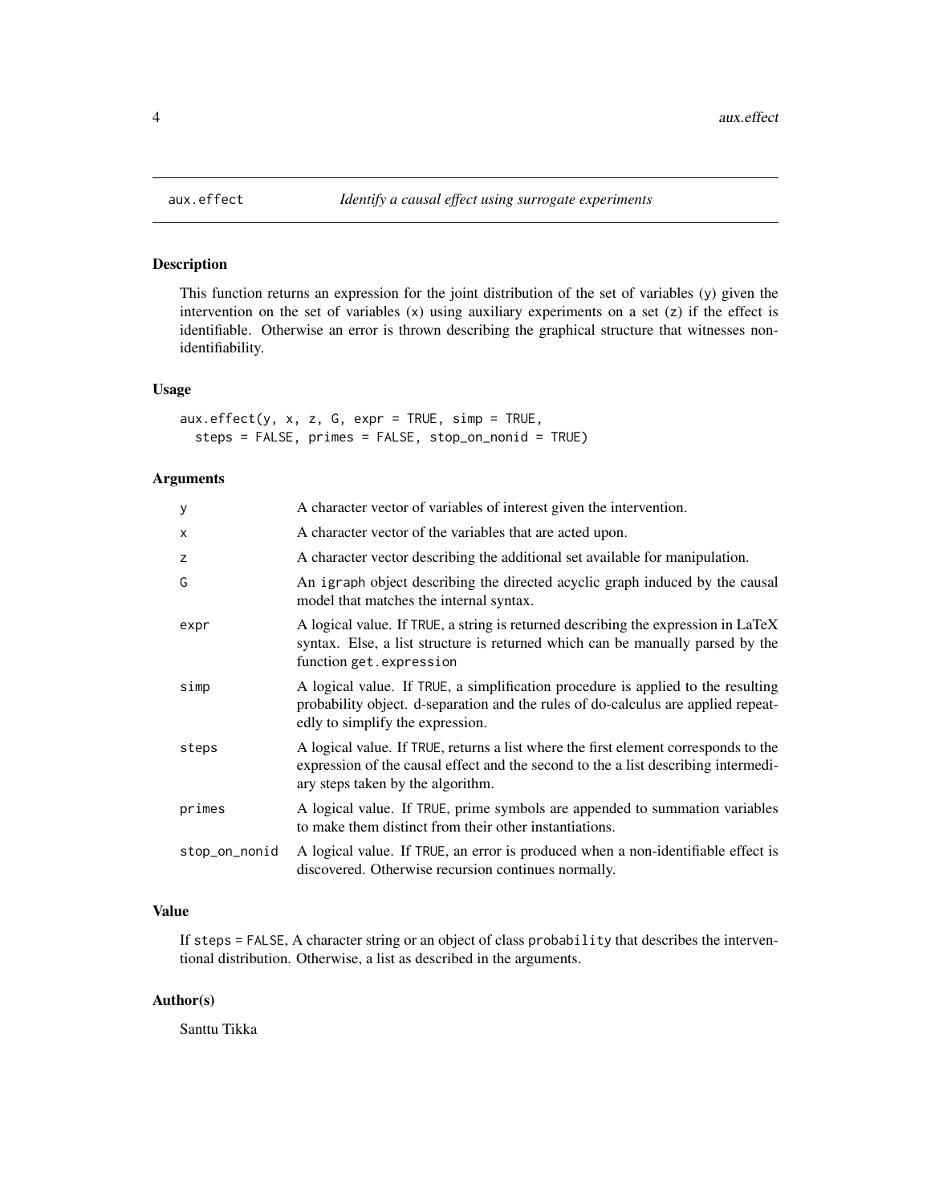aux.effect *Identify a causal effect using surrogate experiments*

## Description

This function returns an expression for the joint distribution of the set of variables (y) given the intervention on the set of variables (x) using auxiliary experiments on a set (z) if the effect is identifiable. Otherwise an error is thrown describing the graphical structure that witnesses non-identifiability.

## Usage

```
aux.effect(y, x, z, G, expr = TRUE, simp = TRUE,
  steps = FALSE, primes = FALSE, stop_on_nonid = TRUE)
```

## Arguments

| | |
|---|---|
| y | A character vector of variables of interest given the intervention. |
| x | A character vector of the variables that are acted upon. |
| z | A character vector describing the additional set available for manipulation. |
| G | An igraph object describing the directed acyclic graph induced by the causal model that matches the internal syntax. |
| expr | A logical value. If TRUE, a string is returned describing the expression in LaTeX syntax. Else, a list structure is returned which can be manually parsed by the function get.expression |
| simp | A logical value. If TRUE, a simplification procedure is applied to the resulting probability object. d-separation and the rules of do-calculus are applied repeatedly to simplify the expression. |
| steps | A logical value. If TRUE, returns a list where the first element corresponds to the expression of the causal effect and the second to the a list describing intermediary steps taken by the algorithm. |
| primes | A logical value. If TRUE, prime symbols are appended to summation variables to make them distinct from their other instantiations. |
| stop_on_nonid | A logical value. If TRUE, an error is produced when a non-identifiable effect is discovered. Otherwise recursion continues normally. |

## Value

If steps = FALSE, A character string or an object of class probability that describes the interventional distribution. Otherwise, a list as described in the arguments.

## Author(s)

Santtu Tikka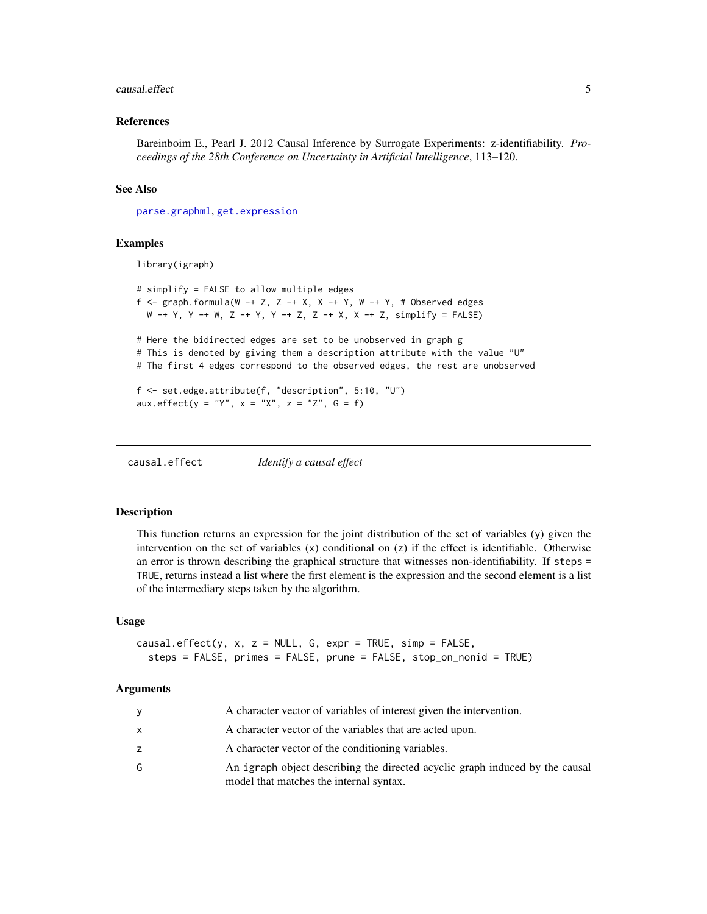### References

Bareinboim E., Pearl J. 2012 Causal Inference by Surrogate Experiments: z-identifiability. *Proceedings of the 28th Conference on Uncertainty in Artificial Intelligence*, 113–120.

### See Also

parse.graphml, get.expression

### Examples

```
library(igraph)

# simplify = FALSE to allow multiple edges
f <- graph.formula(W -+ Z, Z -+ X, X -+ Y, W -+ Y, # Observed edges
  W -+ Y, Y -+ W, Z -+ Y, Y -+ Z, Z -+ X, X -+ Z, simplify = FALSE)

# Here the bidirected edges are set to be unobserved in graph g
# This is denoted by giving them a description attribute with the value "U"
# The first 4 edges correspond to the observed edges, the rest are unobserved

f <- set.edge.attribute(f, "description", 5:10, "U")
aux.effect(y = "Y", x = "X", z = "Z", G = f)
```

---

## causal.effect *Identify a causal effect*

### Description

This function returns an expression for the joint distribution of the set of variables (y) given the intervention on the set of variables (x) conditional on (z) if the effect is identifiable. Otherwise an error is thrown describing the graphical structure that witnesses non-identifiability. If steps = TRUE, returns instead a list where the first element is the expression and the second element is a list of the intermediary steps taken by the algorithm.

### Usage

```
causal.effect(y, x, z = NULL, G, expr = TRUE, simp = FALSE,
  steps = FALSE, primes = FALSE, prune = FALSE, stop_on_nonid = TRUE)
```

### Arguments

| | |
|---|---|
| y | A character vector of variables of interest given the intervention. |
| x | A character vector of the variables that are acted upon. |
| z | A character vector of the conditioning variables. |
| G | An igraph object describing the directed acyclic graph induced by the causal model that matches the internal syntax. |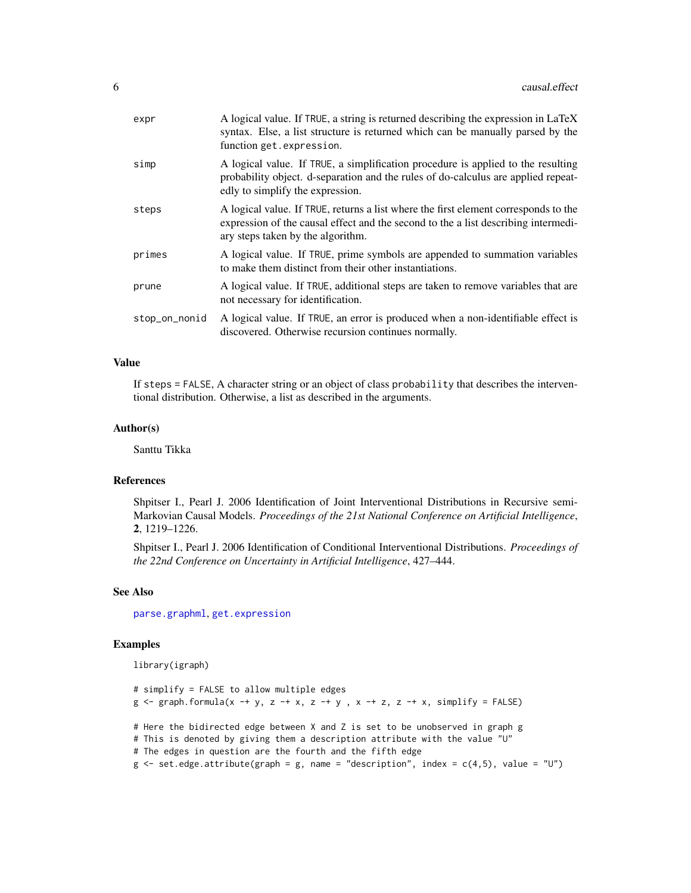| | |
|---|---|
| expr | A logical value. If TRUE, a string is returned describing the expression in LaTeX syntax. Else, a list structure is returned which can be manually parsed by the function get.expression. |
| simp | A logical value. If TRUE, a simplification procedure is applied to the resulting probability object. d-separation and the rules of do-calculus are applied repeatedly to simplify the expression. |
| steps | A logical value. If TRUE, returns a list where the first element corresponds to the expression of the causal effect and the second to the a list describing intermediary steps taken by the algorithm. |
| primes | A logical value. If TRUE, prime symbols are appended to summation variables to make them distinct from their other instantiations. |
| prune | A logical value. If TRUE, additional steps are taken to remove variables that are not necessary for identification. |
| stop_on_nonid | A logical value. If TRUE, an error is produced when a non-identifiable effect is discovered. Otherwise recursion continues normally. |

### Value

If steps = FALSE, A character string or an object of class probability that describes the interventional distribution. Otherwise, a list as described in the arguments.

### Author(s)

Santtu Tikka

### References

Shpitser I., Pearl J. 2006 Identification of Joint Interventional Distributions in Recursive semi-Markovian Causal Models. *Proceedings of the 21st National Conference on Artificial Intelligence*, **2**, 1219–1226.

Shpitser I., Pearl J. 2006 Identification of Conditional Interventional Distributions. *Proceedings of the 22nd Conference on Uncertainty in Artificial Intelligence*, 427–444.

### See Also

parse.graphml, get.expression

### Examples

```
library(igraph)

# simplify = FALSE to allow multiple edges
g <- graph.formula(x -+ y, z -+ x, z -+ y , x -+ z, z -+ x, simplify = FALSE)

# Here the bidirected edge between X and Z is set to be unobserved in graph g
# This is denoted by giving them a description attribute with the value "U"
# The edges in question are the fourth and the fifth edge
g <- set.edge.attribute(graph = g, name = "description", index = c(4,5), value = "U")
```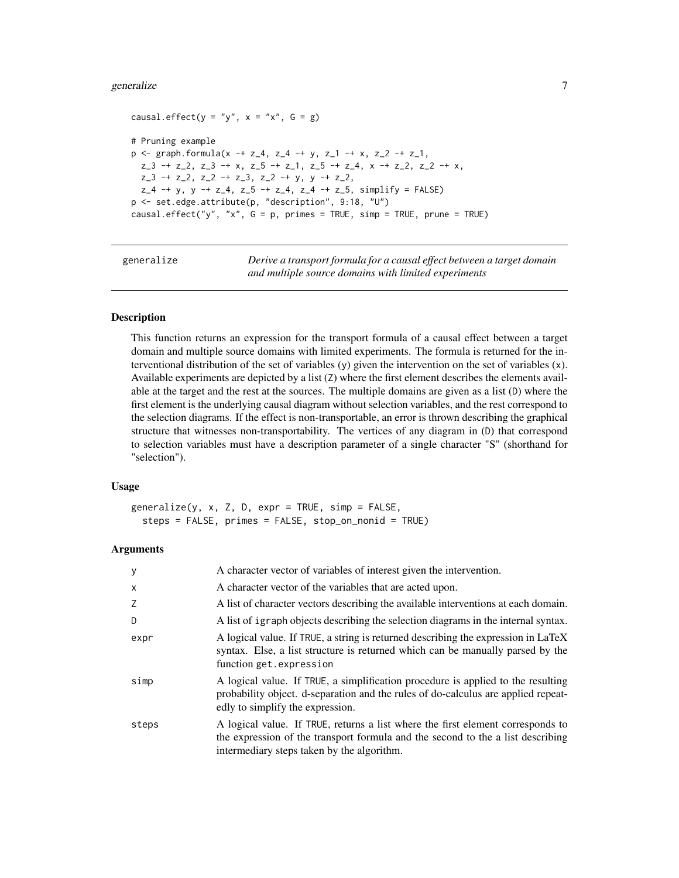```
causal.effect(y = "y", x = "x", G = g)

# Pruning example
p <- graph.formula(x -+ z_4, z_4 -+ y, z_1 -+ x, z_2 -+ z_1,
  z_3 -+ z_2, z_3 -+ x, z_5 -+ z_1, z_5 -+ z_4, x -+ z_2, z_2 -+ x,
  z_3 -+ z_2, z_2 -+ z_3, z_2 -+ y, y -+ z_2,
  z_4 -+ y, y -+ z_4, z_5 -+ z_4, z_4 -+ z_5, simplify = FALSE)
p <- set.edge.attribute(p, "description", 9:18, "U")
causal.effect("y", "x", G = p, primes = TRUE, simp = TRUE, prune = TRUE)
```

---

## generalize — *Derive a transport formula for a causal effect between a target domain and multiple source domains with limited experiments*

---

### Description

This function returns an expression for the transport formula of a causal effect between a target domain and multiple source domains with limited experiments. The formula is returned for the interventional distribution of the set of variables (`y`) given the intervention on the set of variables (`x`). Available experiments are depicted by a list (`Z`) where the first element describes the elements available at the target and the rest at the sources. The multiple domains are given as a list (`D`) where the first element is the underlying causal diagram without selection variables, and the rest correspond to the selection diagrams. If the effect is non-transportable, an error is thrown describing the graphical structure that witnesses non-transportability. The vertices of any diagram in (`D`) that correspond to selection variables must have a description parameter of a single character "S" (shorthand for "selection").

### Usage

```
generalize(y, x, Z, D, expr = TRUE, simp = FALSE,
  steps = FALSE, primes = FALSE, stop_on_nonid = TRUE)
```

### Arguments

| | |
|---|---|
| `y` | A character vector of variables of interest given the intervention. |
| `x` | A character vector of the variables that are acted upon. |
| `Z` | A list of character vectors describing the available interventions at each domain. |
| `D` | A list of `igraph` objects describing the selection diagrams in the internal syntax. |
| `expr` | A logical value. If `TRUE`, a string is returned describing the expression in LaTeX syntax. Else, a list structure is returned which can be manually parsed by the function `get.expression` |
| `simp` | A logical value. If `TRUE`, a simplification procedure is applied to the resulting probability object. d-separation and the rules of do-calculus are applied repeatedly to simplify the expression. |
| `steps` | A logical value. If `TRUE`, returns a list where the first element corresponds to the expression of the transport formula and the second to the a list describing intermediary steps taken by the algorithm. |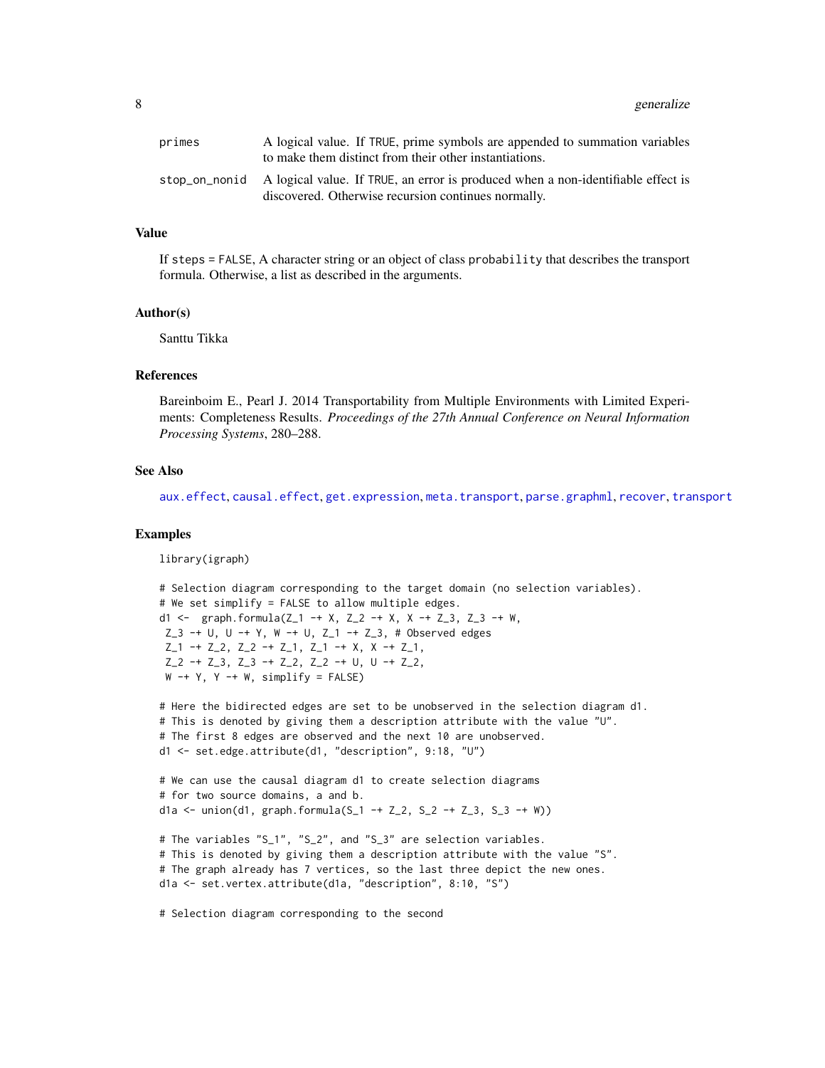| | |
|---|---|
| primes | A logical value. If TRUE, prime symbols are appended to summation variables to make them distinct from their other instantiations. |
| stop_on_nonid | A logical value. If TRUE, an error is produced when a non-identifiable effect is discovered. Otherwise recursion continues normally. |

### Value

If steps = FALSE, A character string or an object of class probability that describes the transport formula. Otherwise, a list as described in the arguments.

### Author(s)

Santtu Tikka

### References

Bareinboim E., Pearl J. 2014 Transportability from Multiple Environments with Limited Experiments: Completeness Results. *Proceedings of the 27th Annual Conference on Neural Information Processing Systems*, 280–288.

### See Also

aux.effect, causal.effect, get.expression, meta.transport, parse.graphml, recover, transport

### Examples

```
library(igraph)

# Selection diagram corresponding to the target domain (no selection variables).
# We set simplify = FALSE to allow multiple edges.
d1 <-  graph.formula(Z_1 -+ X, Z_2 -+ X, X -+ Z_3, Z_3 -+ W,
 Z_3 -+ U, U -+ Y, W -+ U, Z_1 -+ Z_3, # Observed edges
 Z_1 -+ Z_2, Z_2 -+ Z_1, Z_1 -+ X, X -+ Z_1,
 Z_2 -+ Z_3, Z_3 -+ Z_2, Z_2 -+ U, U -+ Z_2,
 W -+ Y, Y -+ W, simplify = FALSE)

# Here the bidirected edges are set to be unobserved in the selection diagram d1.
# This is denoted by giving them a description attribute with the value "U".
# The first 8 edges are observed and the next 10 are unobserved.
d1 <- set.edge.attribute(d1, "description", 9:18, "U")

# We can use the causal diagram d1 to create selection diagrams
# for two source domains, a and b.
d1a <- union(d1, graph.formula(S_1 -+ Z_2, S_2 -+ Z_3, S_3 -+ W))

# The variables "S_1", "S_2", and "S_3" are selection variables.
# This is denoted by giving them a description attribute with the value "S".
# The graph already has 7 vertices, so the last three depict the new ones.
d1a <- set.vertex.attribute(d1a, "description", 8:10, "S")

# Selection diagram corresponding to the second
```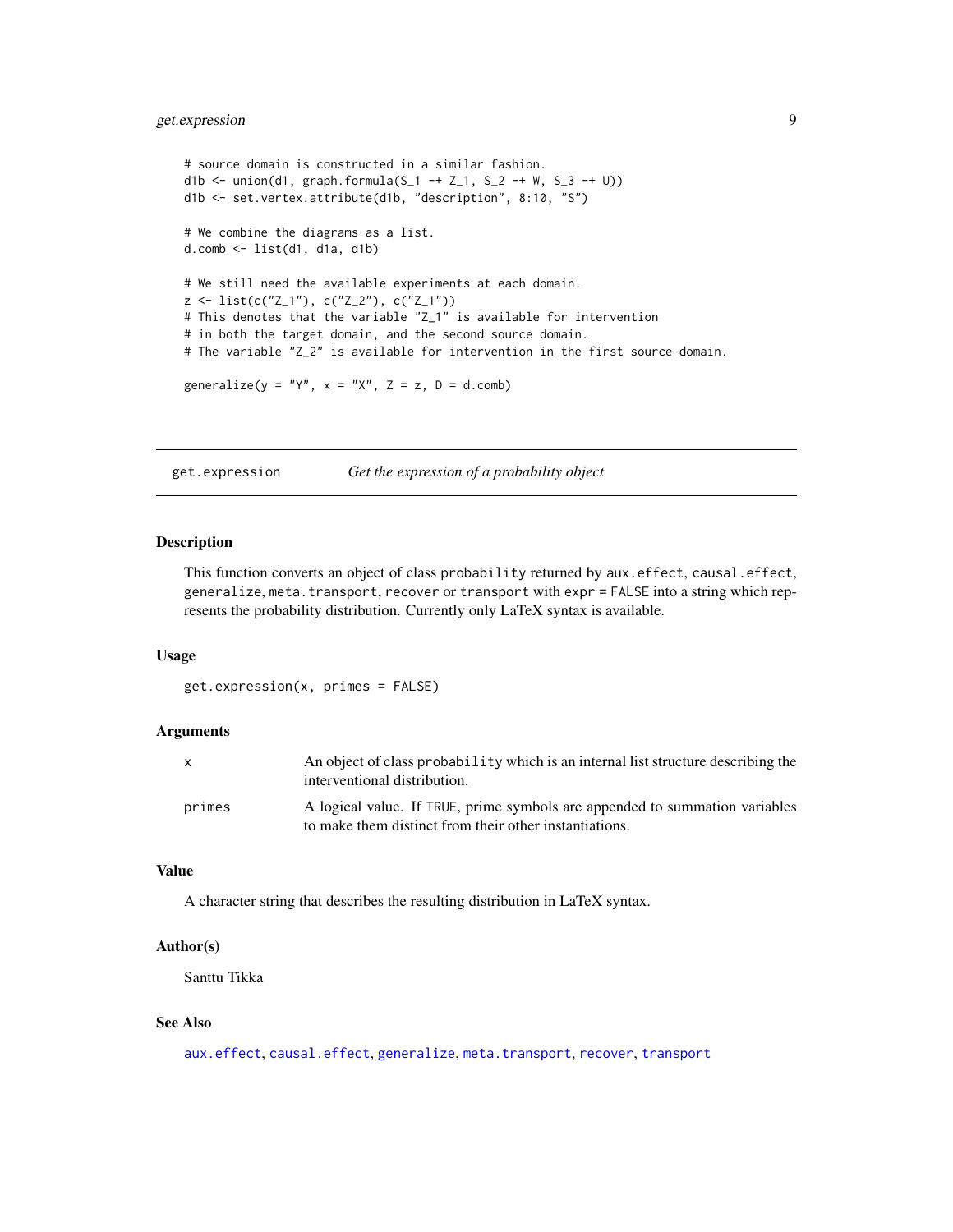```
# source domain is constructed in a similar fashion.
d1b <- union(d1, graph.formula(S_1 -+ Z_1, S_2 -+ W, S_3 -+ U))
d1b <- set.vertex.attribute(d1b, "description", 8:10, "S")

# We combine the diagrams as a list.
d.comb <- list(d1, d1a, d1b)

# We still need the available experiments at each domain.
z <- list(c("Z_1"), c("Z_2"), c("Z_1"))
# This denotes that the variable "Z_1" is available for intervention
# in both the target domain, and the second source domain.
# The variable "Z_2" is available for intervention in the first source domain.

generalize(y = "Y", x = "X", Z = z, D = d.comb)
```

---

## get.expression *Get the expression of a probability object*

### Description

This function converts an object of class `probability` returned by `aux.effect`, `causal.effect`, `generalize`, `meta.transport`, `recover` or `transport` with `expr = FALSE` into a string which represents the probability distribution. Currently only LaTeX syntax is available.

### Usage

```
get.expression(x, primes = FALSE)
```

### Arguments

| | |
|---|---|
| `x` | An object of class `probability` which is an internal list structure describing the interventional distribution. |
| `primes` | A logical value. If `TRUE`, prime symbols are appended to summation variables to make them distinct from their other instantiations. |

### Value

A character string that describes the resulting distribution in LaTeX syntax.

### Author(s)

Santtu Tikka

### See Also

`aux.effect`, `causal.effect`, `generalize`, `meta.transport`, `recover`, `transport`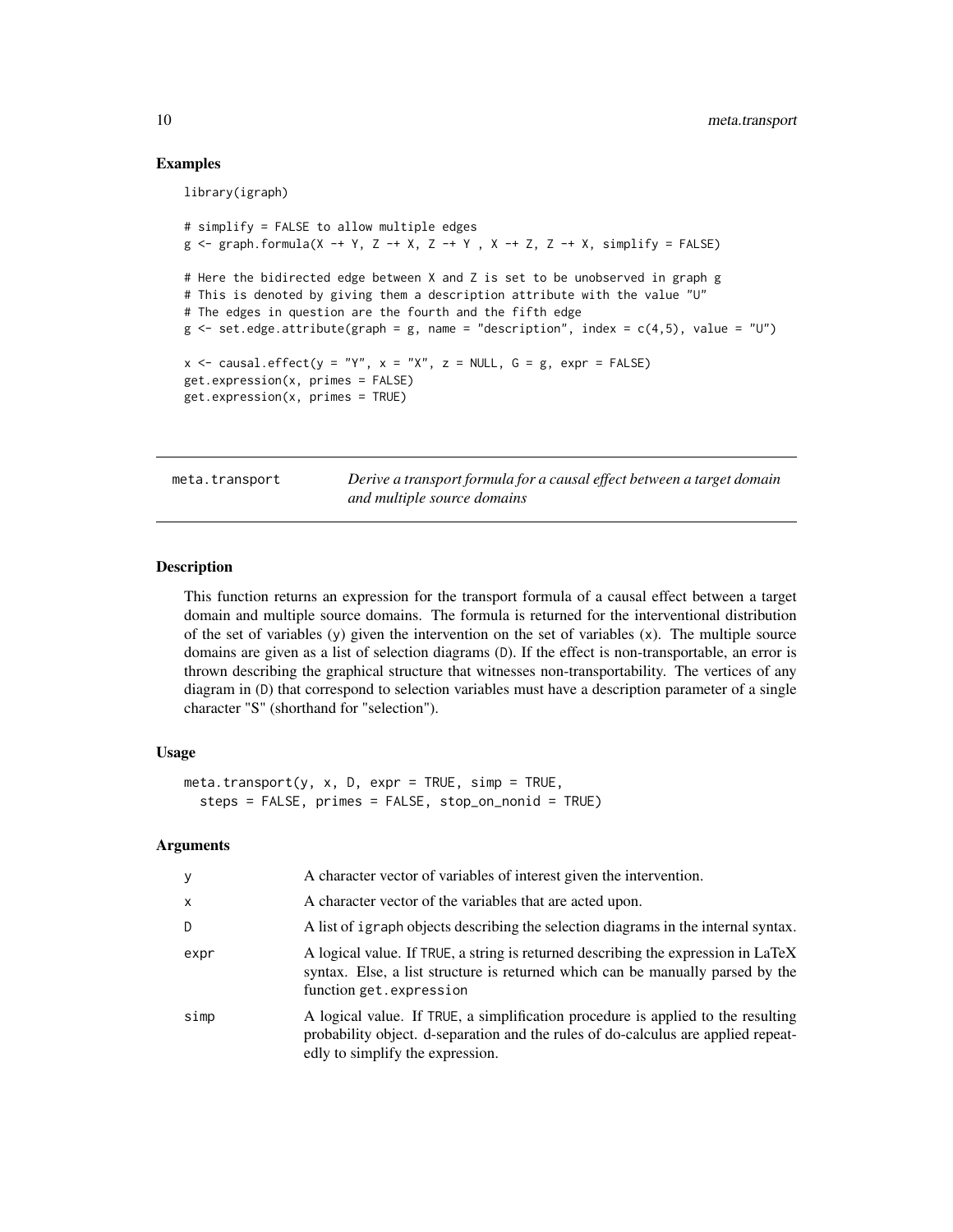### Examples

```
library(igraph)

# simplify = FALSE to allow multiple edges
g <- graph.formula(X -+ Y, Z -+ X, Z -+ Y , X -+ Z, Z -+ X, simplify = FALSE)

# Here the bidirected edge between X and Z is set to be unobserved in graph g
# This is denoted by giving them a description attribute with the value "U"
# The edges in question are the fourth and the fifth edge
g <- set.edge.attribute(graph = g, name = "description", index = c(4,5), value = "U")

x <- causal.effect(y = "Y", x = "X", z = NULL, G = g, expr = FALSE)
get.expression(x, primes = FALSE)
get.expression(x, primes = TRUE)
```

---

## meta.transport — *Derive a transport formula for a causal effect between a target domain and multiple source domains*

---

### Description

This function returns an expression for the transport formula of a causal effect between a target domain and multiple source domains. The formula is returned for the interventional distribution of the set of variables (y) given the intervention on the set of variables (x). The multiple source domains are given as a list of selection diagrams (D). If the effect is non-transportable, an error is thrown describing the graphical structure that witnesses non-transportability. The vertices of any diagram in (D) that correspond to selection variables must have a description parameter of a single character "S" (shorthand for "selection").

### Usage

```
meta.transport(y, x, D, expr = TRUE, simp = TRUE,
  steps = FALSE, primes = FALSE, stop_on_nonid = TRUE)
```

### Arguments

| | |
|---|---|
| y | A character vector of variables of interest given the intervention. |
| x | A character vector of the variables that are acted upon. |
| D | A list of igraph objects describing the selection diagrams in the internal syntax. |
| expr | A logical value. If TRUE, a string is returned describing the expression in LaTeX syntax. Else, a list structure is returned which can be manually parsed by the function get.expression |
| simp | A logical value. If TRUE, a simplification procedure is applied to the resulting probability object. d-separation and the rules of do-calculus are applied repeatedly to simplify the expression. |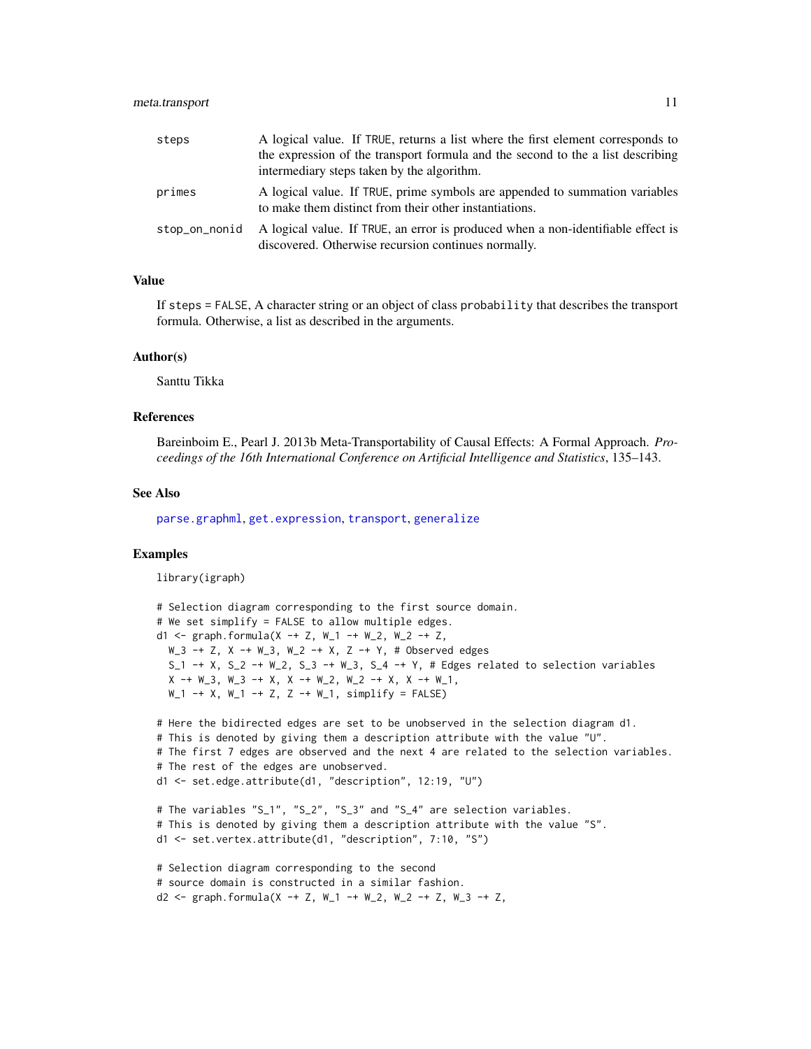| | |
|---|---|
| steps | A logical value. If TRUE, returns a list where the first element corresponds to the expression of the transport formula and the second to the a list describing intermediary steps taken by the algorithm. |
| primes | A logical value. If TRUE, prime symbols are appended to summation variables to make them distinct from their other instantiations. |
| stop_on_nonid | A logical value. If TRUE, an error is produced when a non-identifiable effect is discovered. Otherwise recursion continues normally. |

## Value

If steps = FALSE, A character string or an object of class probability that describes the transport formula. Otherwise, a list as described in the arguments.

## Author(s)

Santtu Tikka

## References

Bareinboim E., Pearl J. 2013b Meta-Transportability of Causal Effects: A Formal Approach. *Proceedings of the 16th International Conference on Artificial Intelligence and Statistics*, 135–143.

## See Also

parse.graphml, get.expression, transport, generalize

## Examples

```
library(igraph)

# Selection diagram corresponding to the first source domain.
# We set simplify = FALSE to allow multiple edges.
d1 <- graph.formula(X -+ Z, W_1 -+ W_2, W_2 -+ Z,
  W_3 -+ Z, X -+ W_3, W_2 -+ X, Z -+ Y, # Observed edges
  S_1 -+ X, S_2 -+ W_2, S_3 -+ W_3, S_4 -+ Y, # Edges related to selection variables
  X -+ W_3, W_3 -+ X, X -+ W_2, W_2 -+ X, X -+ W_1,
  W_1 -+ X, W_1 -+ Z, Z -+ W_1, simplify = FALSE)

# Here the bidirected edges are set to be unobserved in the selection diagram d1.
# This is denoted by giving them a description attribute with the value "U".
# The first 7 edges are observed and the next 4 are related to the selection variables.
# The rest of the edges are unobserved.
d1 <- set.edge.attribute(d1, "description", 12:19, "U")

# The variables "S_1", "S_2", "S_3" and "S_4" are selection variables.
# This is denoted by giving them a description attribute with the value "S".
d1 <- set.vertex.attribute(d1, "description", 7:10, "S")

# Selection diagram corresponding to the second
# source domain is constructed in a similar fashion.
d2 <- graph.formula(X -+ Z, W_1 -+ W_2, W_2 -+ Z, W_3 -+ Z,
```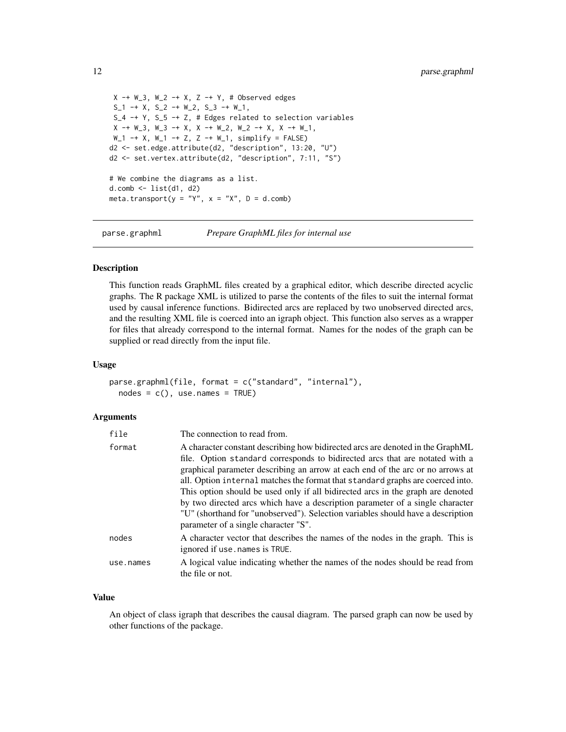```
 X -+ W_3, W_2 -+ X, Z -+ Y, # Observed edges
 S_1 -+ X, S_2 -+ W_2, S_3 -+ W_1,
 S_4 -+ Y, S_5 -+ Z, # Edges related to selection variables
 X -+ W_3, W_3 -+ X, X -+ W_2, W_2 -+ X, X -+ W_1,
 W_1 -+ X, W_1 -+ Z, Z -+ W_1, simplify = FALSE)
d2 <- set.edge.attribute(d2, "description", 13:20, "U")
d2 <- set.vertex.attribute(d2, "description", 7:11, "S")

# We combine the diagrams as a list.
d.comb <- list(d1, d2)
meta.transport(y = "Y", x = "X", D = d.comb)
```

## parse.graphml — *Prepare GraphML files for internal use*

### Description

This function reads GraphML files created by a graphical editor, which describe directed acyclic graphs. The R package XML is utilized to parse the contents of the files to suit the internal format used by causal inference functions. Bidirected arcs are replaced by two unobserved directed arcs, and the resulting XML file is coerced into an igraph object. This function also serves as a wrapper for files that already correspond to the internal format. Names for the nodes of the graph can be supplied or read directly from the input file.

### Usage

```
parse.graphml(file, format = c("standard", "internal"),
  nodes = c(), use.names = TRUE)
```

### Arguments

| | |
|---|---|
| `file` | The connection to read from. |
| `format` | A character constant describing how bidirected arcs are denoted in the GraphML file. Option `standard` corresponds to bidirected arcs that are notated with a graphical parameter describing an arrow at each end of the arc or no arrows at all. Option `internal` matches the format that `standard` graphs are coerced into. This option should be used only if all bidirected arcs in the graph are denoted by two directed arcs which have a description parameter of a single character "U" (shorthand for "unobserved"). Selection variables should have a description parameter of a single character "S". |
| `nodes` | A character vector that describes the names of the nodes in the graph. This is ignored if `use.names` is `TRUE`. |
| `use.names` | A logical value indicating whether the names of the nodes should be read from the file or not. |

### Value

An object of class igraph that describes the causal diagram. The parsed graph can now be used by other functions of the package.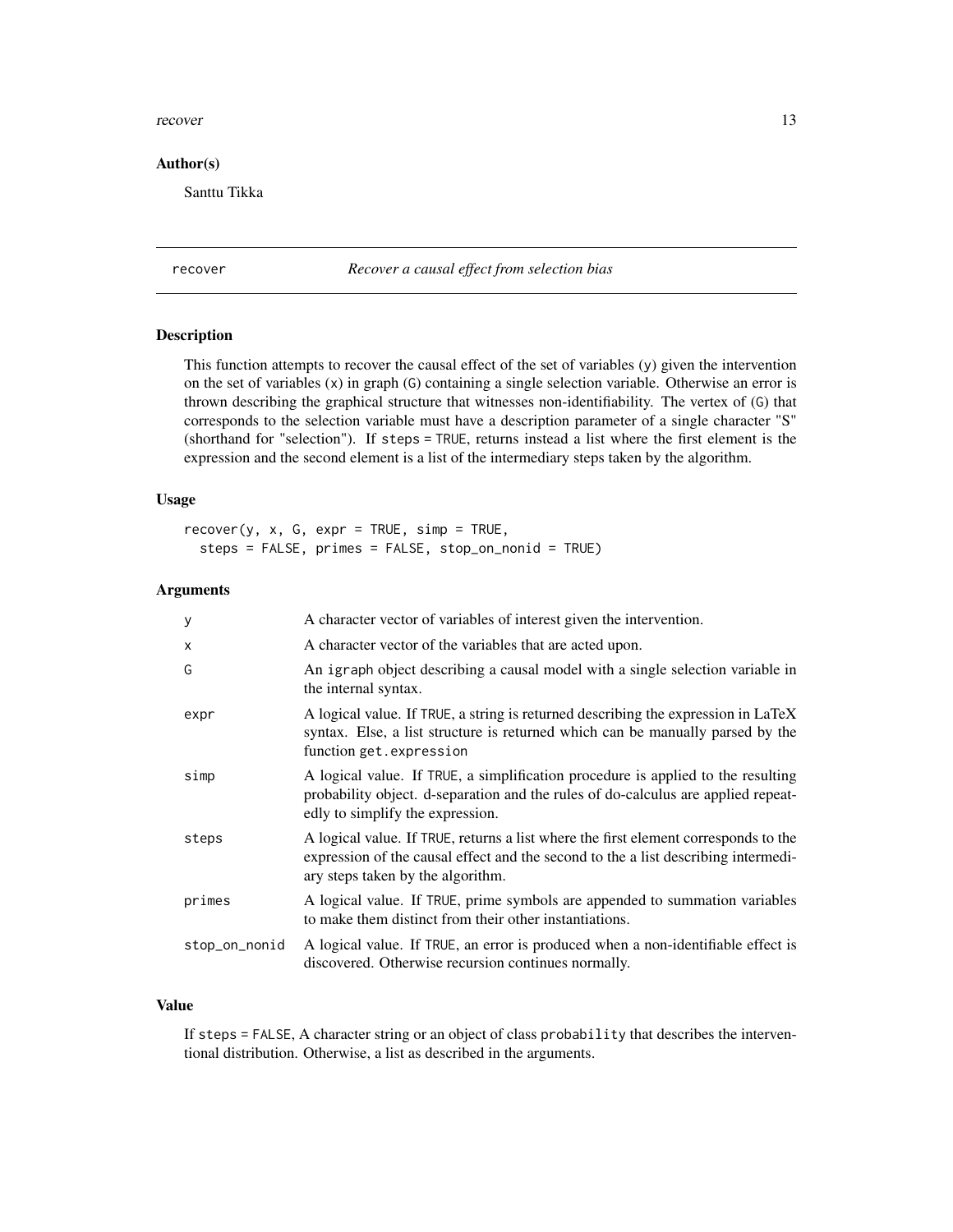### Author(s)

Santtu Tikka

## recover — *Recover a causal effect from selection bias*

### Description

This function attempts to recover the causal effect of the set of variables (y) given the intervention on the set of variables (x) in graph (G) containing a single selection variable. Otherwise an error is thrown describing the graphical structure that witnesses non-identifiability. The vertex of (G) that corresponds to the selection variable must have a description parameter of a single character "S" (shorthand for "selection"). If steps = TRUE, returns instead a list where the first element is the expression and the second element is a list of the intermediary steps taken by the algorithm.

### Usage

```
recover(y, x, G, expr = TRUE, simp = TRUE,
  steps = FALSE, primes = FALSE, stop_on_nonid = TRUE)
```

### Arguments

| | |
|---|---|
| y | A character vector of variables of interest given the intervention. |
| x | A character vector of the variables that are acted upon. |
| G | An igraph object describing a causal model with a single selection variable in the internal syntax. |
| expr | A logical value. If TRUE, a string is returned describing the expression in LaTeX syntax. Else, a list structure is returned which can be manually parsed by the function get.expression |
| simp | A logical value. If TRUE, a simplification procedure is applied to the resulting probability object. d-separation and the rules of do-calculus are applied repeatedly to simplify the expression. |
| steps | A logical value. If TRUE, returns a list where the first element corresponds to the expression of the causal effect and the second to the a list describing intermediary steps taken by the algorithm. |
| primes | A logical value. If TRUE, prime symbols are appended to summation variables to make them distinct from their other instantiations. |
| stop_on_nonid | A logical value. If TRUE, an error is produced when a non-identifiable effect is discovered. Otherwise recursion continues normally. |

### Value

If steps = FALSE, A character string or an object of class probability that describes the interventional distribution. Otherwise, a list as described in the arguments.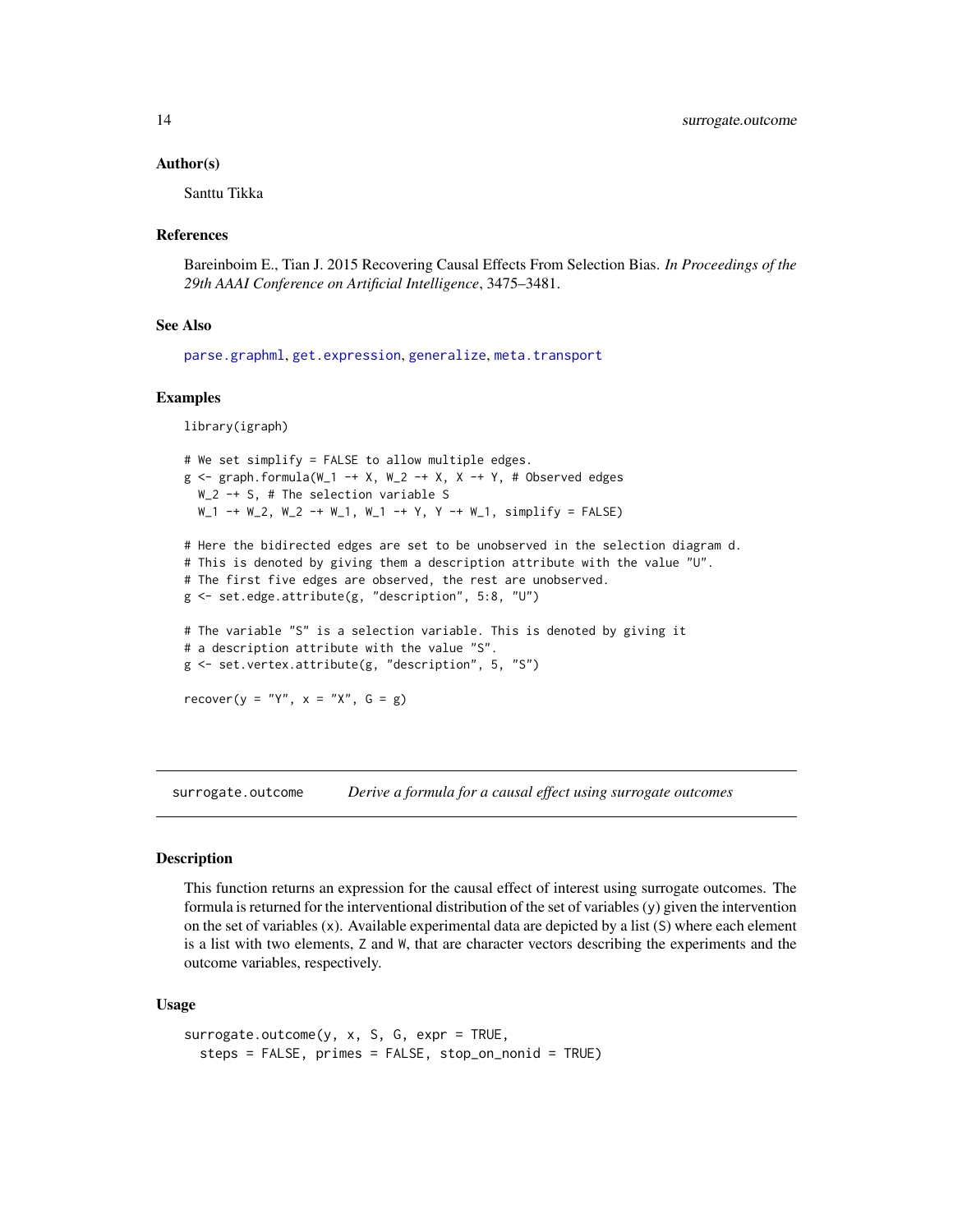### Author(s)

Santtu Tikka

### References

Bareinboim E., Tian J. 2015 Recovering Causal Effects From Selection Bias. *In Proceedings of the 29th AAAI Conference on Artificial Intelligence*, 3475–3481.

### See Also

parse.graphml, get.expression, generalize, meta.transport

### Examples

```
library(igraph)

# We set simplify = FALSE to allow multiple edges.
g <- graph.formula(W_1 -+ X, W_2 -+ X, X -+ Y, # Observed edges
  W_2 -+ S, # The selection variable S
  W_1 -+ W_2, W_2 -+ W_1, W_1 -+ Y, Y -+ W_1, simplify = FALSE)

# Here the bidirected edges are set to be unobserved in the selection diagram d.
# This is denoted by giving them a description attribute with the value "U".
# The first five edges are observed, the rest are unobserved.
g <- set.edge.attribute(g, "description", 5:8, "U")

# The variable "S" is a selection variable. This is denoted by giving it
# a description attribute with the value "S".
g <- set.vertex.attribute(g, "description", 5, "S")

recover(y = "Y", x = "X", G = g)
```

---

## surrogate.outcome — *Derive a formula for a causal effect using surrogate outcomes*

### Description

This function returns an expression for the causal effect of interest using surrogate outcomes. The formula is returned for the interventional distribution of the set of variables (y) given the intervention on the set of variables (x). Available experimental data are depicted by a list (S) where each element is a list with two elements, Z and W, that are character vectors describing the experiments and the outcome variables, respectively.

### Usage

```
surrogate.outcome(y, x, S, G, expr = TRUE,
  steps = FALSE, primes = FALSE, stop_on_nonid = TRUE)
```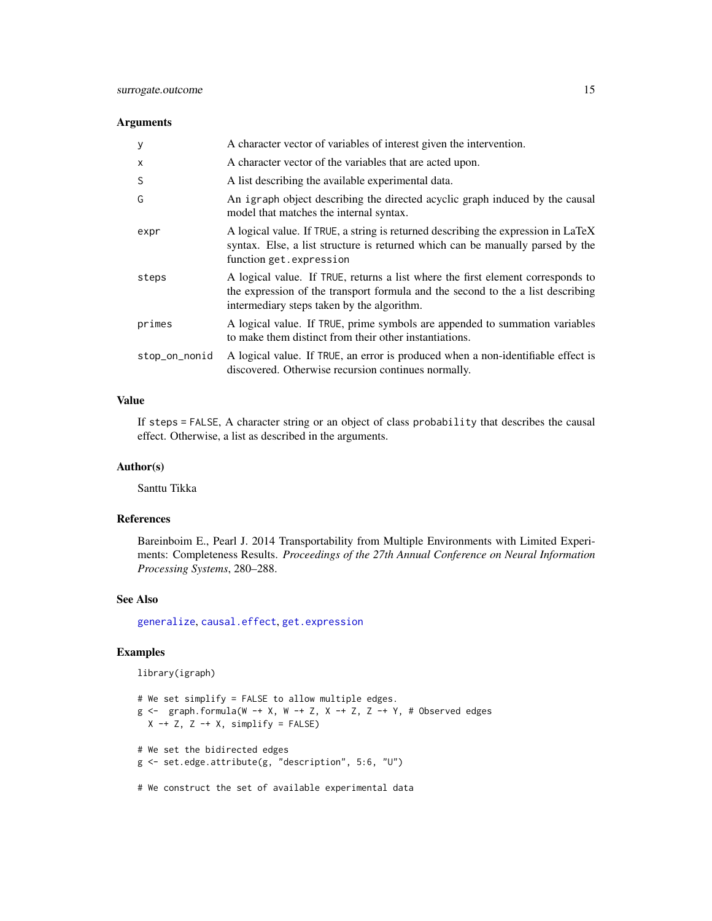### Arguments

| | |
|---|---|
| y | A character vector of variables of interest given the intervention. |
| x | A character vector of the variables that are acted upon. |
| S | A list describing the available experimental data. |
| G | An igraph object describing the directed acyclic graph induced by the causal model that matches the internal syntax. |
| expr | A logical value. If TRUE, a string is returned describing the expression in LaTeX syntax. Else, a list structure is returned which can be manually parsed by the function get.expression |
| steps | A logical value. If TRUE, returns a list where the first element corresponds to the expression of the transport formula and the second to the a list describing intermediary steps taken by the algorithm. |
| primes | A logical value. If TRUE, prime symbols are appended to summation variables to make them distinct from their other instantiations. |
| stop_on_nonid | A logical value. If TRUE, an error is produced when a non-identifiable effect is discovered. Otherwise recursion continues normally. |

### Value

If steps = FALSE, A character string or an object of class probability that describes the causal effect. Otherwise, a list as described in the arguments.

### Author(s)

Santtu Tikka

### References

Bareinboim E., Pearl J. 2014 Transportability from Multiple Environments with Limited Experiments: Completeness Results. *Proceedings of the 27th Annual Conference on Neural Information Processing Systems*, 280–288.

### See Also

generalize, causal.effect, get.expression

### Examples

```
library(igraph)

# We set simplify = FALSE to allow multiple edges.
g <-  graph.formula(W -+ X, W -+ Z, X -+ Z, Z -+ Y, # Observed edges
  X -+ Z, Z -+ X, simplify = FALSE)

# We set the bidirected edges
g <- set.edge.attribute(g, "description", 5:6, "U")

# We construct the set of available experimental data
```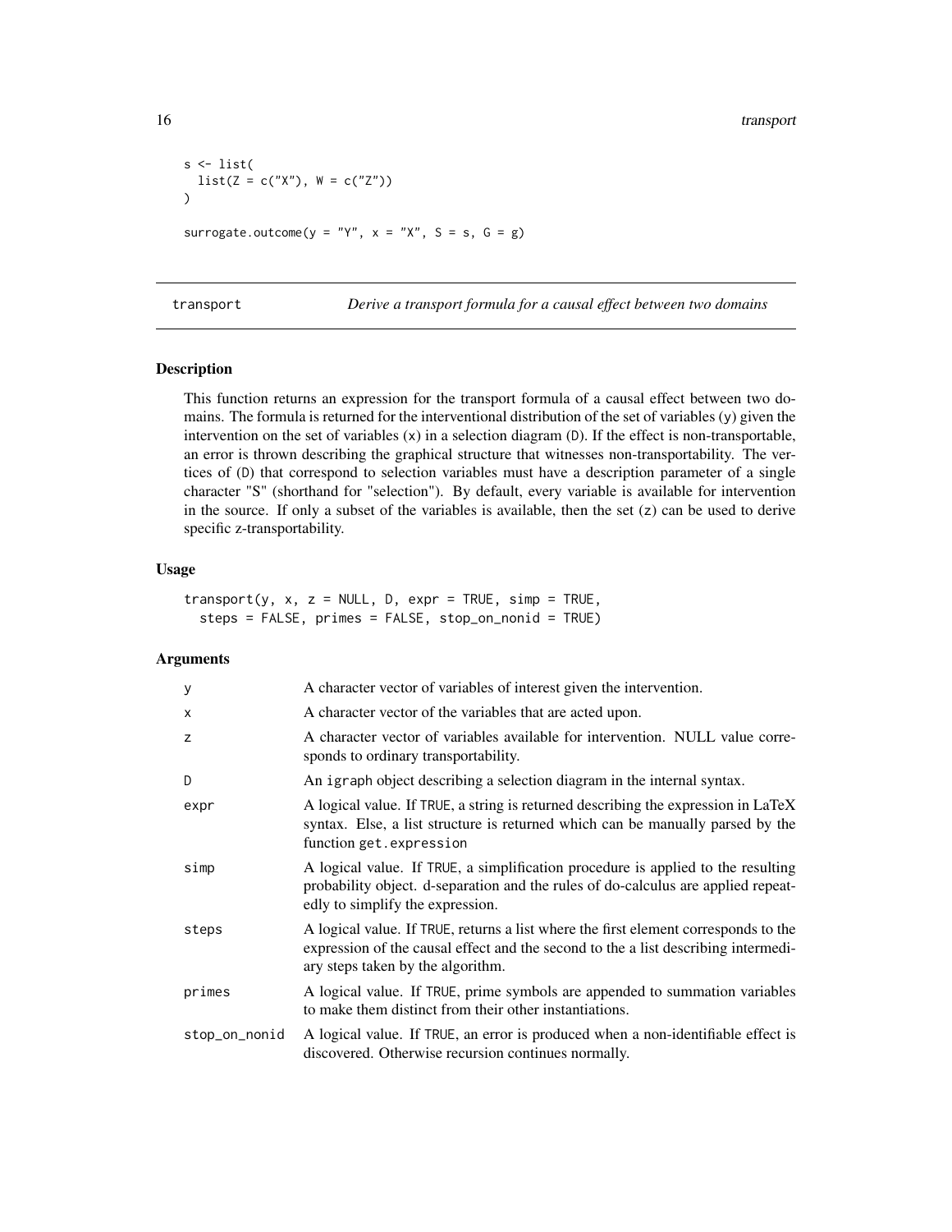```
s <- list(
  list(Z = c("X"), W = c("Z"))
)

surrogate.outcome(y = "Y", x = "X", S = s, G = g)
```

---

## transport — *Derive a transport formula for a causal effect between two domains*

---

### Description

This function returns an expression for the transport formula of a causal effect between two domains. The formula is returned for the interventional distribution of the set of variables (y) given the intervention on the set of variables (x) in a selection diagram (D). If the effect is non-transportable, an error is thrown describing the graphical structure that witnesses non-transportability. The vertices of (D) that correspond to selection variables must have a description parameter of a single character "S" (shorthand for "selection"). By default, every variable is available for intervention in the source. If only a subset of the variables is available, then the set (z) can be used to derive specific z-transportability.

### Usage

```
transport(y, x, z = NULL, D, expr = TRUE, simp = TRUE,
  steps = FALSE, primes = FALSE, stop_on_nonid = TRUE)
```

### Arguments

| | |
|---|---|
| y | A character vector of variables of interest given the intervention. |
| x | A character vector of the variables that are acted upon. |
| z | A character vector of variables available for intervention. NULL value corresponds to ordinary transportability. |
| D | An igraph object describing a selection diagram in the internal syntax. |
| expr | A logical value. If TRUE, a string is returned describing the expression in LaTeX syntax. Else, a list structure is returned which can be manually parsed by the function get.expression |
| simp | A logical value. If TRUE, a simplification procedure is applied to the resulting probability object. d-separation and the rules of do-calculus are applied repeatedly to simplify the expression. |
| steps | A logical value. If TRUE, returns a list where the first element corresponds to the expression of the causal effect and the second to the a list describing intermediary steps taken by the algorithm. |
| primes | A logical value. If TRUE, prime symbols are appended to summation variables to make them distinct from their other instantiations. |
| stop_on_nonid | A logical value. If TRUE, an error is produced when a non-identifiable effect is discovered. Otherwise recursion continues normally. |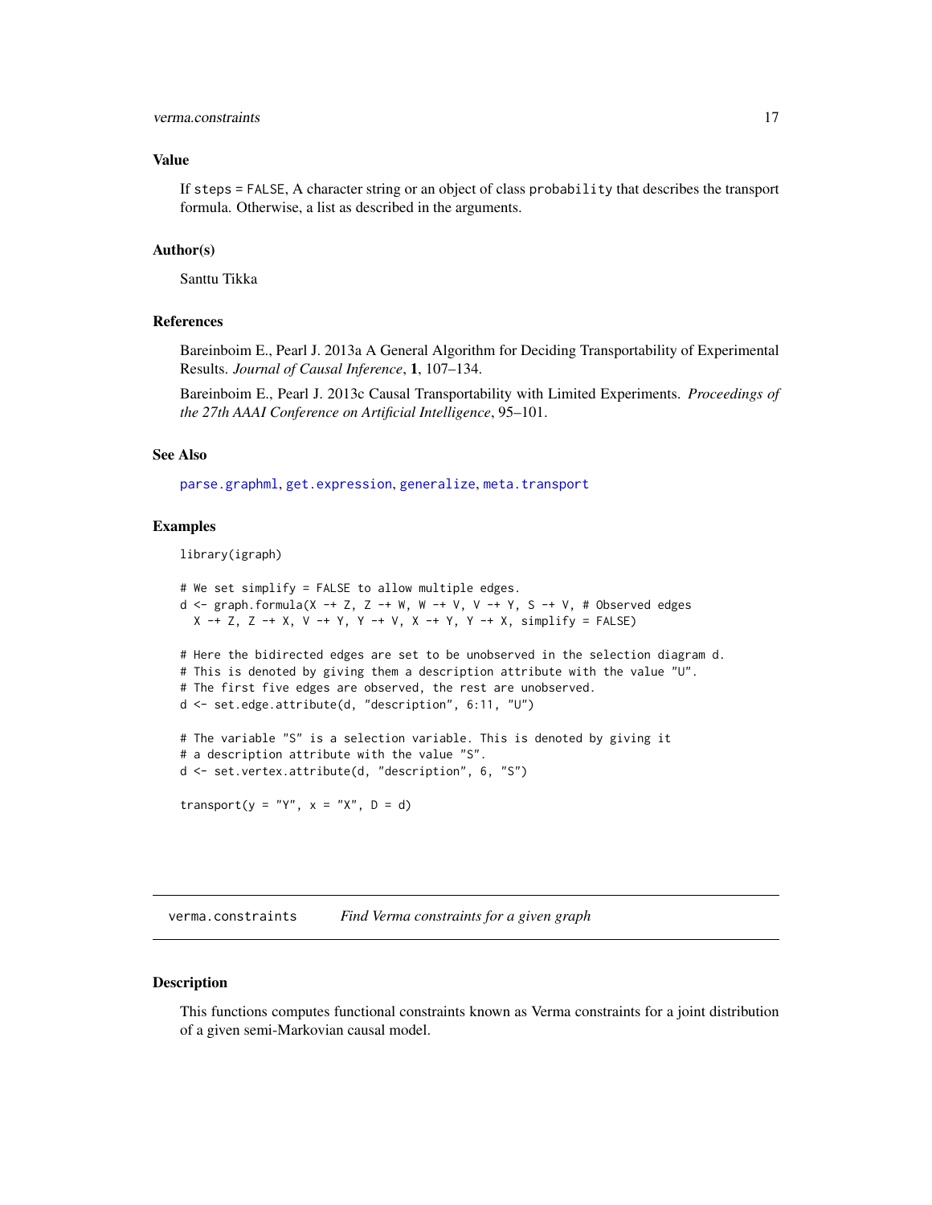### Value

If steps = FALSE, A character string or an object of class probability that describes the transport formula. Otherwise, a list as described in the arguments.

### Author(s)

Santtu Tikka

### References

Bareinboim E., Pearl J. 2013a A General Algorithm for Deciding Transportability of Experimental Results. *Journal of Causal Inference*, **1**, 107–134.

Bareinboim E., Pearl J. 2013c Causal Transportability with Limited Experiments. *Proceedings of the 27th AAAI Conference on Artificial Intelligence*, 95–101.

### See Also

parse.graphml, get.expression, generalize, meta.transport

### Examples

```
library(igraph)

# We set simplify = FALSE to allow multiple edges.
d <- graph.formula(X -+ Z, Z -+ W, W -+ V, V -+ Y, S -+ V, # Observed edges
  X -+ Z, Z -+ X, V -+ Y, Y -+ V, X -+ Y, Y -+ X, simplify = FALSE)

# Here the bidirected edges are set to be unobserved in the selection diagram d.
# This is denoted by giving them a description attribute with the value "U".
# The first five edges are observed, the rest are unobserved.
d <- set.edge.attribute(d, "description", 6:11, "U")

# The variable "S" is a selection variable. This is denoted by giving it
# a description attribute with the value "S".
d <- set.vertex.attribute(d, "description", 6, "S")

transport(y = "Y", x = "X", D = d)
```

---

## verma.constraints — *Find Verma constraints for a given graph*

### Description

This functions computes functional constraints known as Verma constraints for a joint distribution of a given semi-Markovian causal model.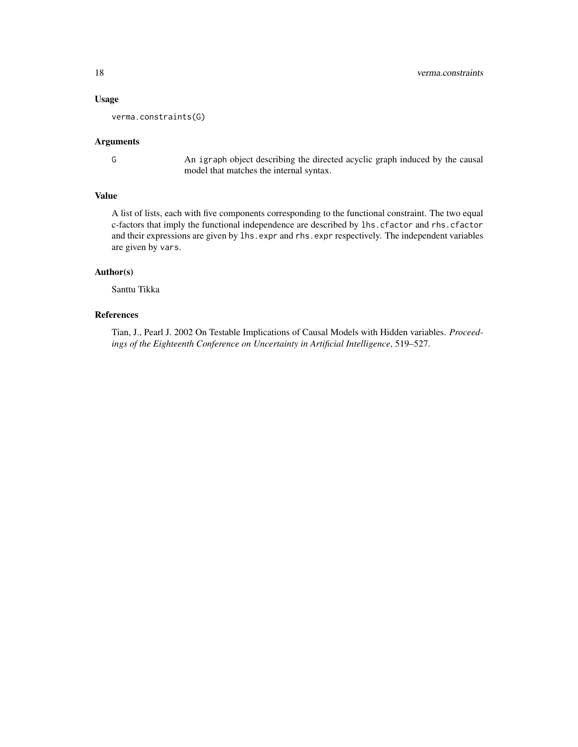### Usage

```
verma.constraints(G)
```

### Arguments

| | |
|---|---|
| G | An igraph object describing the directed acyclic graph induced by the causal model that matches the internal syntax. |

### Value

A list of lists, each with five components corresponding to the functional constraint. The two equal c-factors that imply the functional independence are described by `lhs.cfactor` and `rhs.cfactor` and their expressions are given by `lhs.expr` and `rhs.expr` respectively. The independent variables are given by `vars`.

### Author(s)

Santtu Tikka

### References

Tian, J., Pearl J. 2002 On Testable Implications of Causal Models with Hidden variables. *Proceedings of the Eighteenth Conference on Uncertainty in Artificial Intelligence*, 519–527.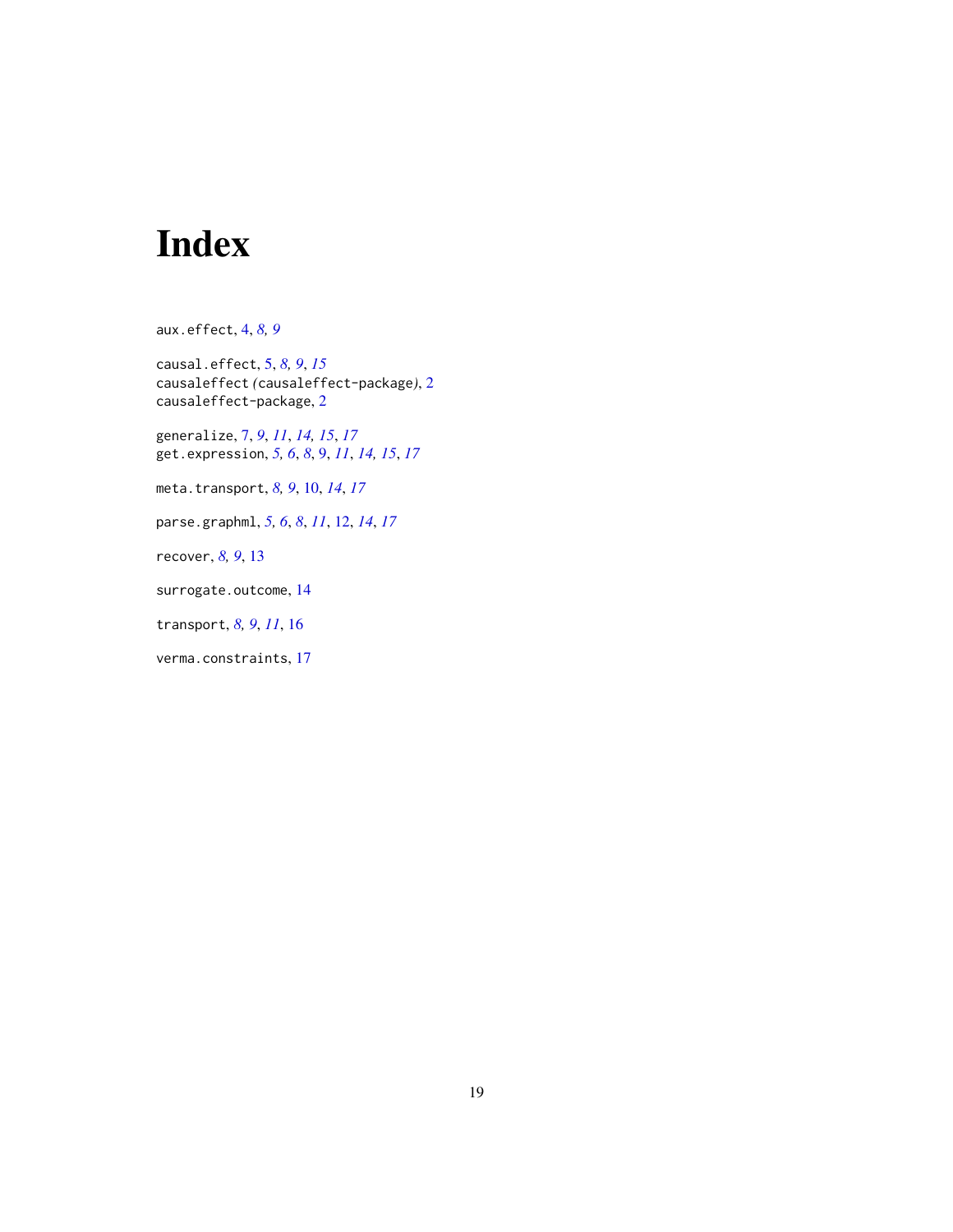# Index

aux.effect, 4, *8, 9*

causal.effect, 5, *8, 9*, *15*
causaleffect (causaleffect-package), 2
causaleffect-package, 2

generalize, 7, *9*, *11*, *14, 15*, *17*
get.expression, *5, 6*, *8*, 9, *11*, *14, 15*, *17*

meta.transport, *8, 9*, 10, *14*, *17*

parse.graphml, *5, 6*, *8*, *11*, 12, *14*, *17*

recover, *8, 9*, 13

surrogate.outcome, 14

transport, *8, 9*, *11*, 16

verma.constraints, 17